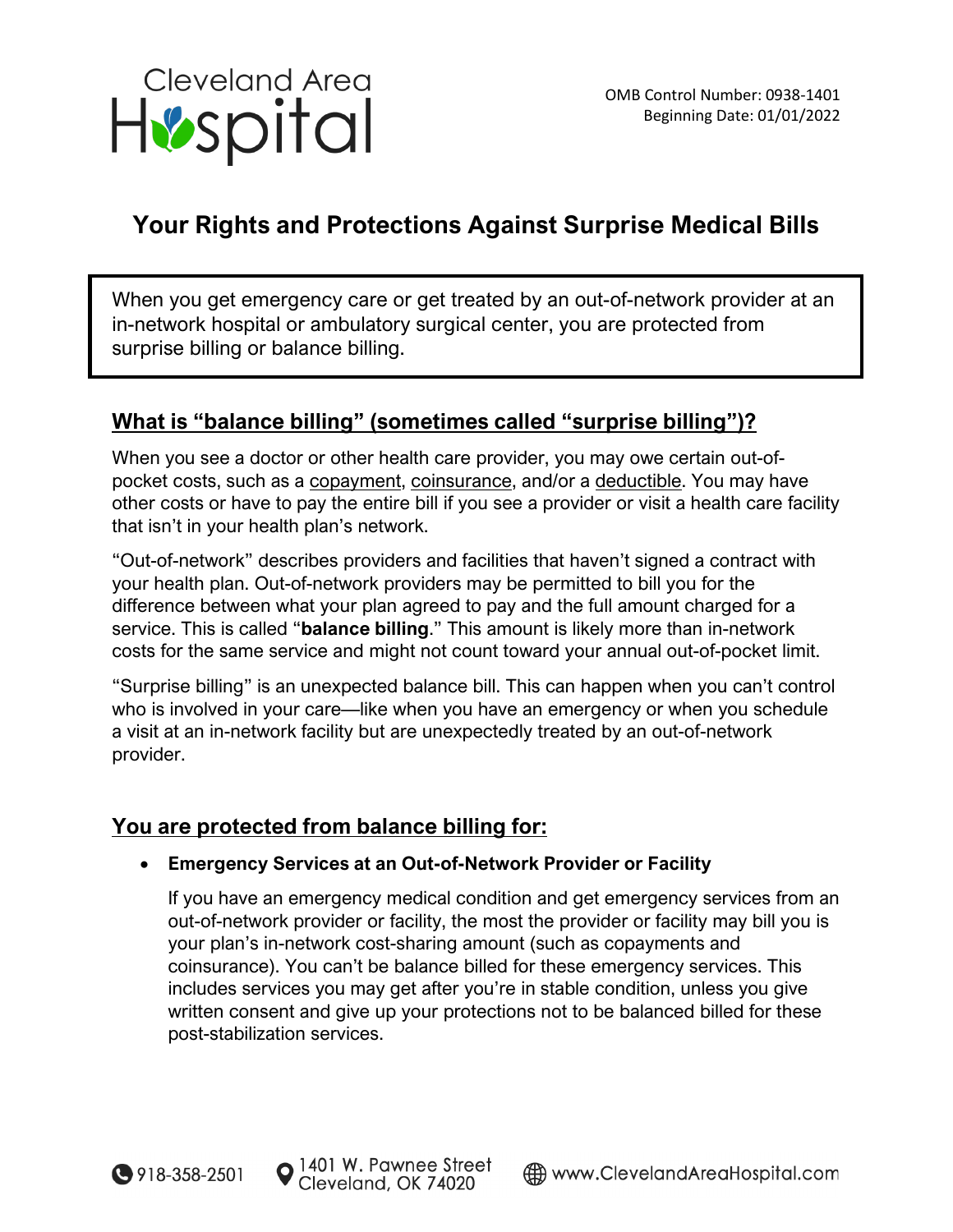Cleveland Area Hospital

OMB Control Number: 0938-1401
Beginning Date: 01/01/2022

# Your Rights and Protections Against Surprise Medical Bills

When you get emergency care or get treated by an out-of-network provider at an in-network hospital or ambulatory surgical center, you are protected from surprise billing or balance billing.

## What is "balance billing" (sometimes called "surprise billing")?

When you see a doctor or other health care provider, you may owe certain out-of-pocket costs, such as a copayment, coinsurance, and/or a deductible. You may have other costs or have to pay the entire bill if you see a provider or visit a health care facility that isn't in your health plan's network.

"Out-of-network" describes providers and facilities that haven't signed a contract with your health plan. Out-of-network providers may be permitted to bill you for the difference between what your plan agreed to pay and the full amount charged for a service. This is called "**balance billing**." This amount is likely more than in-network costs for the same service and might not count toward your annual out-of-pocket limit.

"Surprise billing" is an unexpected balance bill. This can happen when you can't control who is involved in your care—like when you have an emergency or when you schedule a visit at an in-network facility but are unexpectedly treated by an out-of-network provider.

## You are protected from balance billing for:

- **Emergency Services at an Out-of-Network Provider or Facility**

  If you have an emergency medical condition and get emergency services from an out-of-network provider or facility, the most the provider or facility may bill you is your plan's in-network cost-sharing amount (such as copayments and coinsurance). You can't be balance billed for these emergency services. This includes services you may get after you're in stable condition, unless you give written consent and give up your protections not to be balanced billed for these post-stabilization services.

918-358-2501 | 1401 W. Pawnee Street, Cleveland, OK 74020 | www.ClevelandAreaHospital.com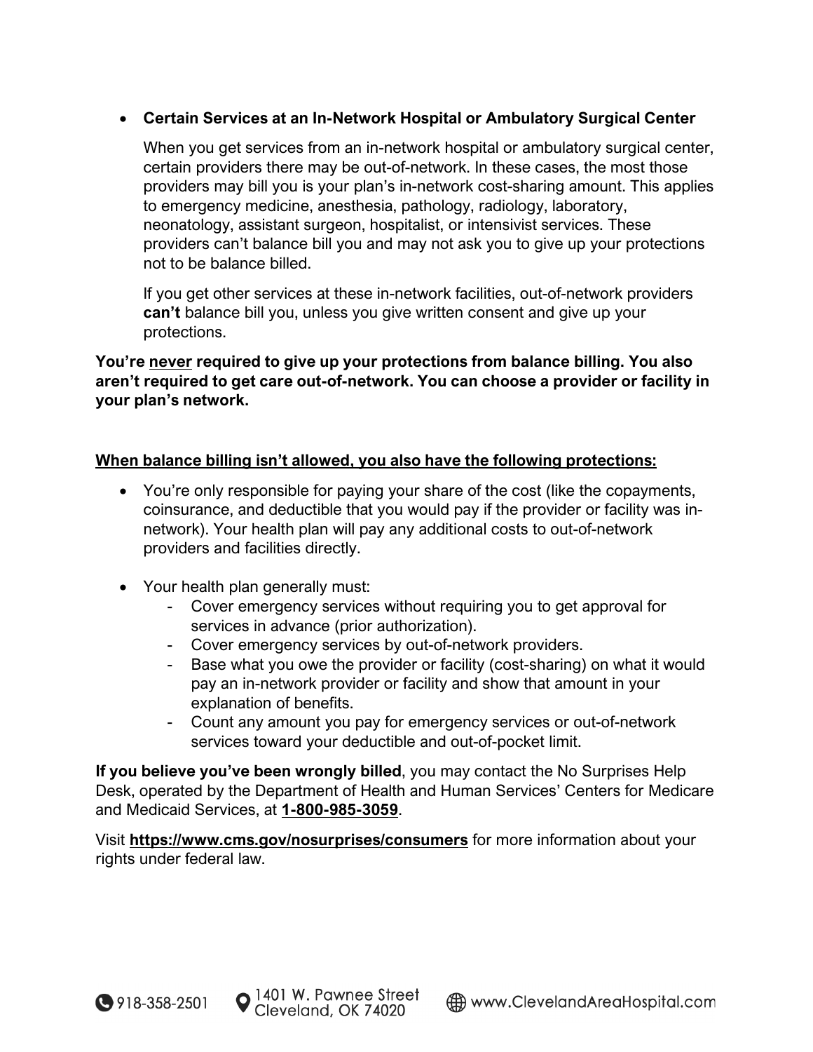- **Certain Services at an In-Network Hospital or Ambulatory Surgical Center**

  When you get services from an in-network hospital or ambulatory surgical center, certain providers there may be out-of-network. In these cases, the most those providers may bill you is your plan's in-network cost-sharing amount. This applies to emergency medicine, anesthesia, pathology, radiology, laboratory, neonatology, assistant surgeon, hospitalist, or intensivist services. These providers can't balance bill you and may not ask you to give up your protections not to be balance billed.

  If you get other services at these in-network facilities, out-of-network providers **can't** balance bill you, unless you give written consent and give up your protections.

**You're <u>never</u> required to give up your protections from balance billing. You also aren't required to get care out-of-network. You can choose a provider or facility in your plan's network.**

**<u>When balance billing isn't allowed, you also have the following protections:</u>**

- You're only responsible for paying your share of the cost (like the copayments, coinsurance, and deductible that you would pay if the provider or facility was in-network). Your health plan will pay any additional costs to out-of-network providers and facilities directly.

- Your health plan generally must:
  - Cover emergency services without requiring you to get approval for services in advance (prior authorization).
  - Cover emergency services by out-of-network providers.
  - Base what you owe the provider or facility (cost-sharing) on what it would pay an in-network provider or facility and show that amount in your explanation of benefits.
  - Count any amount you pay for emergency services or out-of-network services toward your deductible and out-of-pocket limit.

**If you believe you've been wrongly billed**, you may contact the No Surprises Help Desk, operated by the Department of Health and Human Services' Centers for Medicare and Medicaid Services, at **<u>1-800-985-3059</u>**.

Visit **<u>https://www.cms.gov/nosurprises/consumers</u>** for more information about your rights under federal law.

918-358-2501 | 1401 W. Pawnee Street Cleveland, OK 74020 | www.ClevelandAreaHospital.com